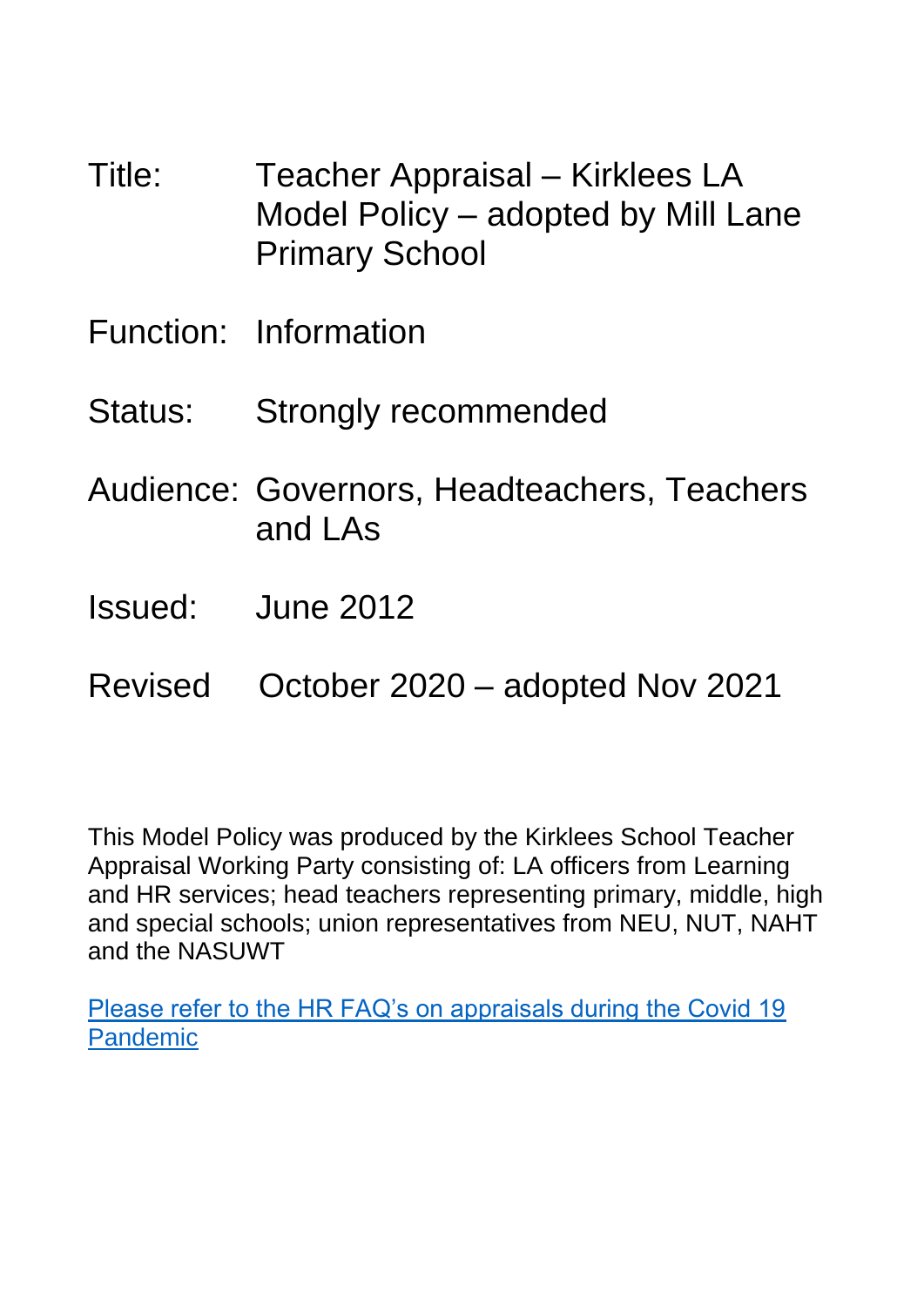Title: Teacher Appraisal – Kirklees LA Model Policy – adopted by Mill Lane Primary School

Function: Information

Status: Strongly recommended

Audience: Governors, Headteachers, Teachers and LAs

Issued: June 2012

Revised October 2020 – adopted Nov 2021

This Model Policy was produced by the Kirklees School Teacher Appraisal Working Party consisting of: LA officers from Learning and HR services; head teachers representing primary, middle, high and special schools; union representatives from NEU, NUT, NAHT and the NASUWT

Please refer to the HR FAQ's on appraisals during the Covid 19 Pandemic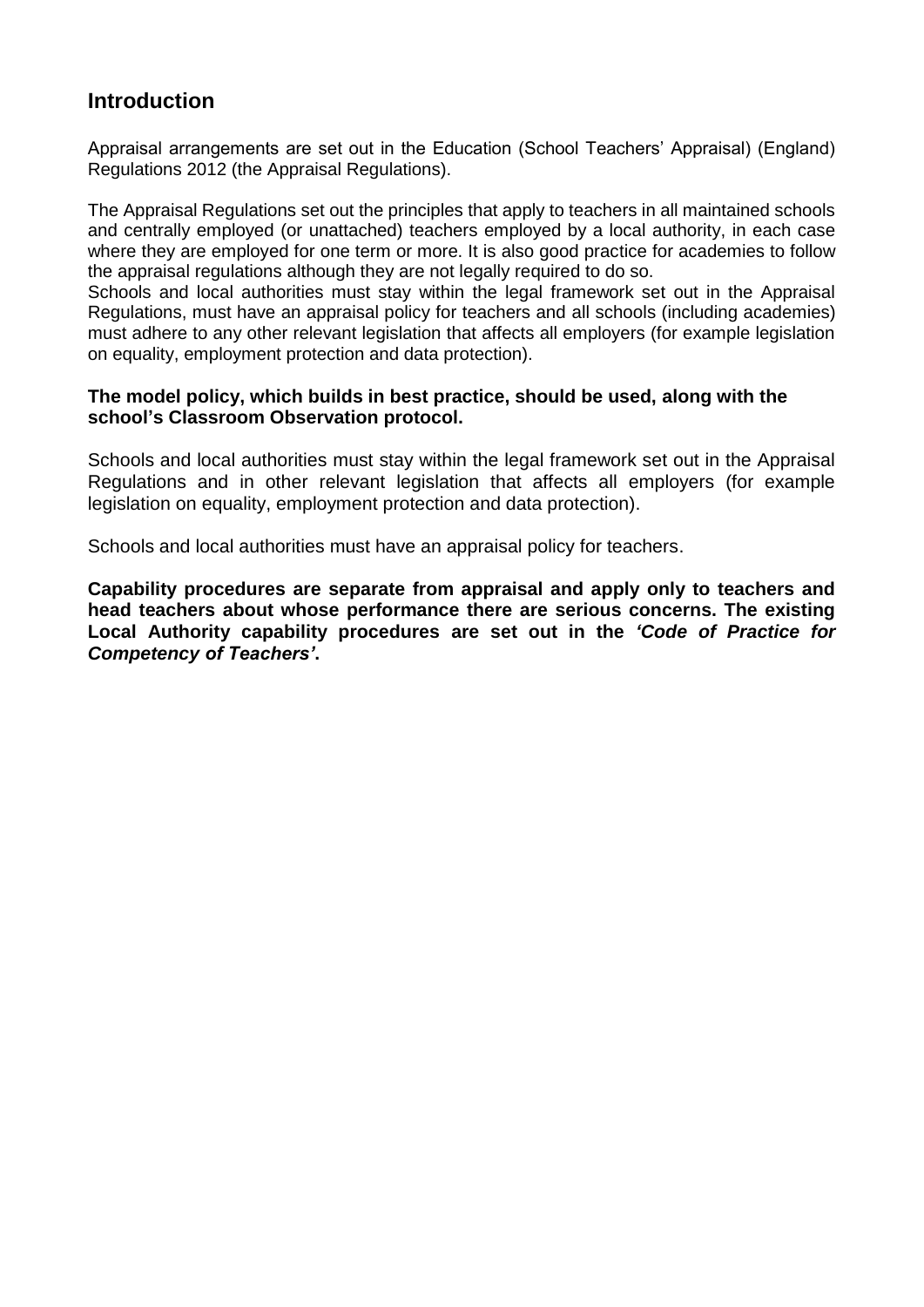## Introduction

Appraisal arrangements are set out in the Education (School Teachers' Appraisal) (England) Regulations 2012 (the Appraisal Regulations).

The Appraisal Regulations set out the principles that apply to teachers in all maintained schools and centrally employed (or unattached) teachers employed by a local authority, in each case where they are employed for one term or more. It is also good practice for academies to follow the appraisal regulations although they are not legally required to do so.
Schools and local authorities must stay within the legal framework set out in the Appraisal Regulations, must have an appraisal policy for teachers and all schools (including academies) must adhere to any other relevant legislation that affects all employers (for example legislation on equality, employment protection and data protection).

**The model policy, which builds in best practice, should be used, along with the school's Classroom Observation protocol.**

Schools and local authorities must stay within the legal framework set out in the Appraisal Regulations and in other relevant legislation that affects all employers (for example legislation on equality, employment protection and data protection).

Schools and local authorities must have an appraisal policy for teachers.

**Capability procedures are separate from appraisal and apply only to teachers and head teachers about whose performance there are serious concerns. The existing Local Authority capability procedures are set out in the *'Code of Practice for Competency of Teachers'*.**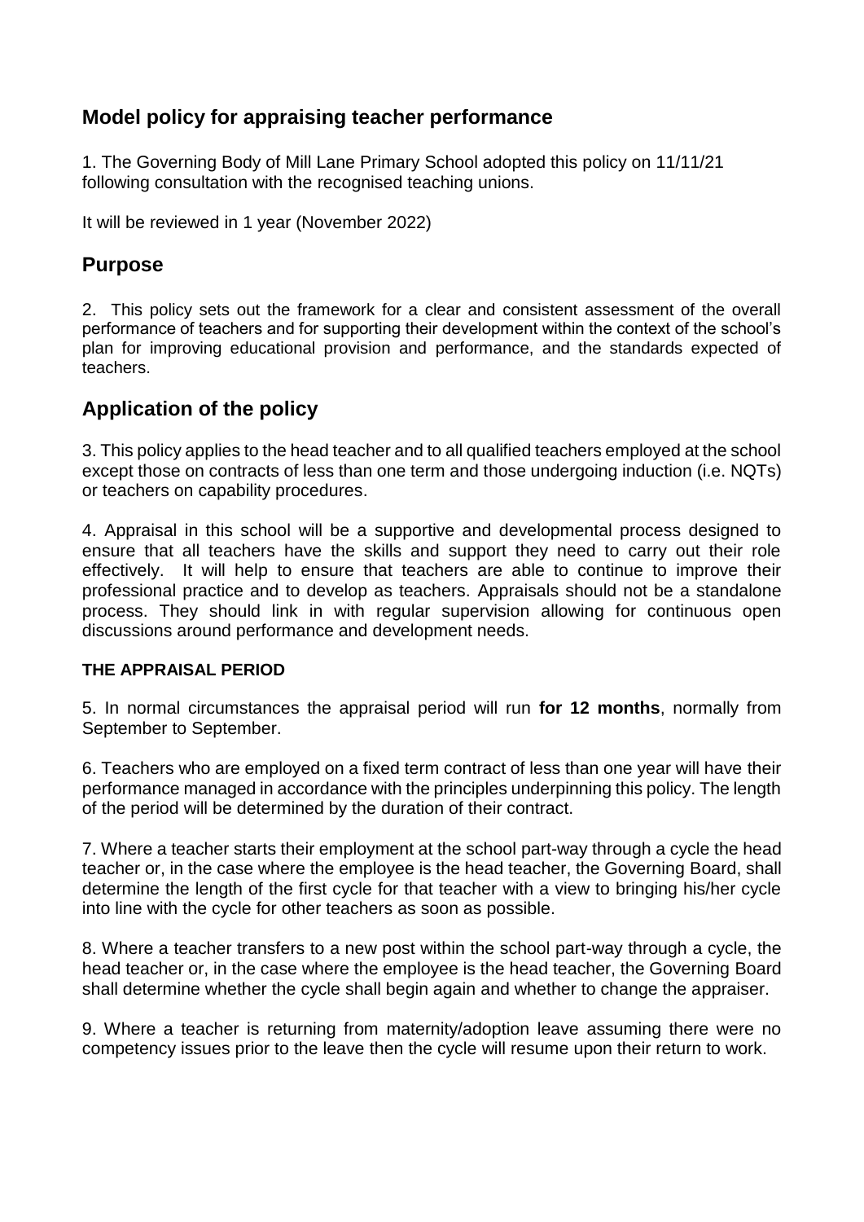## Model policy for appraising teacher performance

1. The Governing Body of Mill Lane Primary School adopted this policy on 11/11/21 following consultation with the recognised teaching unions.

It will be reviewed in 1 year (November 2022)

## Purpose

2. This policy sets out the framework for a clear and consistent assessment of the overall performance of teachers and for supporting their development within the context of the school's plan for improving educational provision and performance, and the standards expected of teachers.

## Application of the policy

3. This policy applies to the head teacher and to all qualified teachers employed at the school except those on contracts of less than one term and those undergoing induction (i.e. NQTs) or teachers on capability procedures.

4. Appraisal in this school will be a supportive and developmental process designed to ensure that all teachers have the skills and support they need to carry out their role effectively. It will help to ensure that teachers are able to continue to improve their professional practice and to develop as teachers. Appraisals should not be a standalone process. They should link in with regular supervision allowing for continuous open discussions around performance and development needs.

#### THE APPRAISAL PERIOD

5. In normal circumstances the appraisal period will run **for 12 months**, normally from September to September.

6. Teachers who are employed on a fixed term contract of less than one year will have their performance managed in accordance with the principles underpinning this policy. The length of the period will be determined by the duration of their contract.

7. Where a teacher starts their employment at the school part-way through a cycle the head teacher or, in the case where the employee is the head teacher, the Governing Board, shall determine the length of the first cycle for that teacher with a view to bringing his/her cycle into line with the cycle for other teachers as soon as possible.

8. Where a teacher transfers to a new post within the school part-way through a cycle, the head teacher or, in the case where the employee is the head teacher, the Governing Board shall determine whether the cycle shall begin again and whether to change the appraiser.

9. Where a teacher is returning from maternity/adoption leave assuming there were no competency issues prior to the leave then the cycle will resume upon their return to work.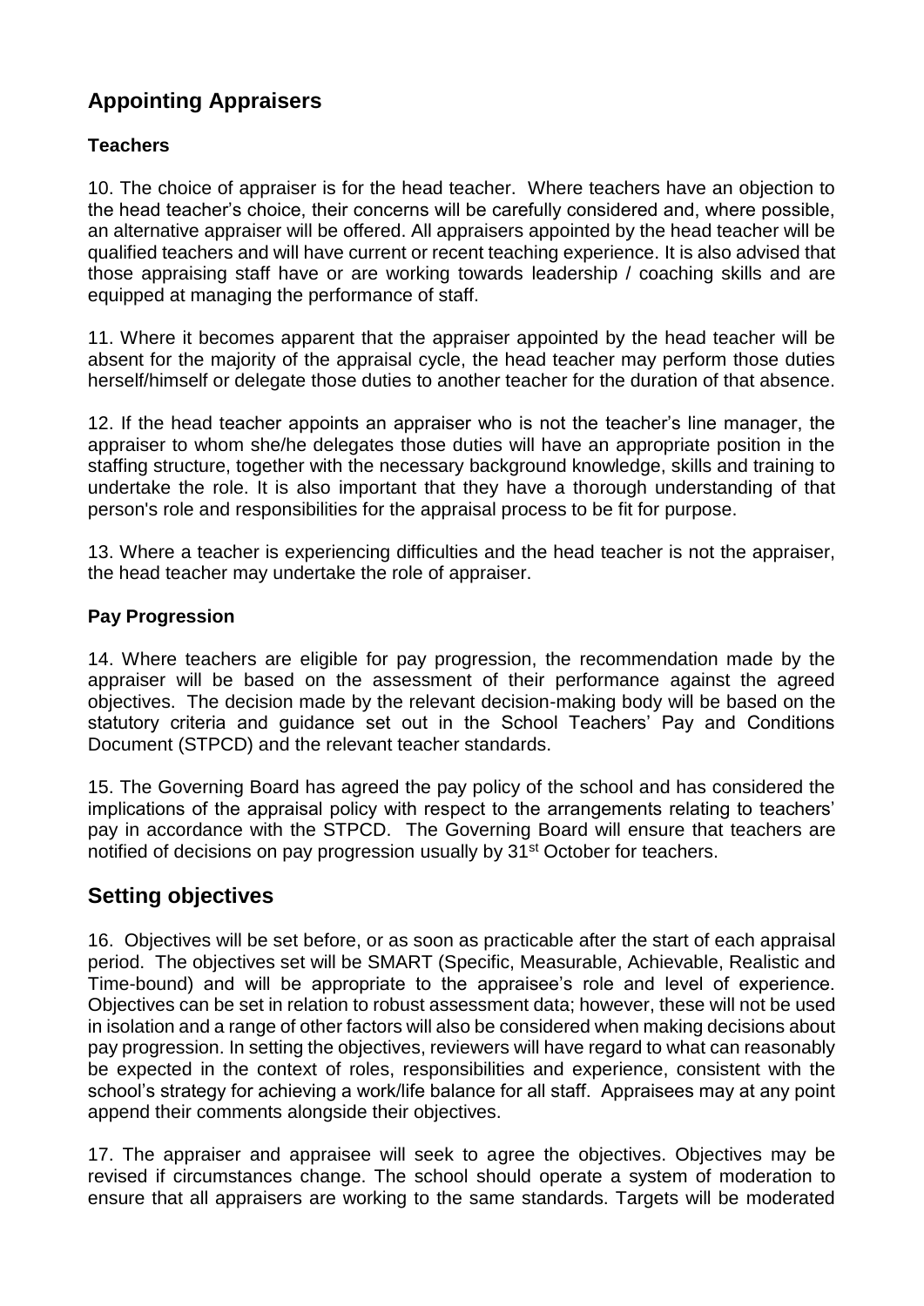## Appointing Appraisers

### Teachers

10. The choice of appraiser is for the head teacher. Where teachers have an objection to the head teacher's choice, their concerns will be carefully considered and, where possible, an alternative appraiser will be offered. All appraisers appointed by the head teacher will be qualified teachers and will have current or recent teaching experience. It is also advised that those appraising staff have or are working towards leadership / coaching skills and are equipped at managing the performance of staff.

11. Where it becomes apparent that the appraiser appointed by the head teacher will be absent for the majority of the appraisal cycle, the head teacher may perform those duties herself/himself or delegate those duties to another teacher for the duration of that absence.

12. If the head teacher appoints an appraiser who is not the teacher's line manager, the appraiser to whom she/he delegates those duties will have an appropriate position in the staffing structure, together with the necessary background knowledge, skills and training to undertake the role. It is also important that they have a thorough understanding of that person's role and responsibilities for the appraisal process to be fit for purpose.

13. Where a teacher is experiencing difficulties and the head teacher is not the appraiser, the head teacher may undertake the role of appraiser.

### Pay Progression

14. Where teachers are eligible for pay progression, the recommendation made by the appraiser will be based on the assessment of their performance against the agreed objectives. The decision made by the relevant decision-making body will be based on the statutory criteria and guidance set out in the School Teachers' Pay and Conditions Document (STPCD) and the relevant teacher standards.

15. The Governing Board has agreed the pay policy of the school and has considered the implications of the appraisal policy with respect to the arrangements relating to teachers' pay in accordance with the STPCD. The Governing Board will ensure that teachers are notified of decisions on pay progression usually by 31st October for teachers.

## Setting objectives

16. Objectives will be set before, or as soon as practicable after the start of each appraisal period. The objectives set will be SMART (Specific, Measurable, Achievable, Realistic and Time-bound) and will be appropriate to the appraisee's role and level of experience. Objectives can be set in relation to robust assessment data; however, these will not be used in isolation and a range of other factors will also be considered when making decisions about pay progression. In setting the objectives, reviewers will have regard to what can reasonably be expected in the context of roles, responsibilities and experience, consistent with the school's strategy for achieving a work/life balance for all staff. Appraisees may at any point append their comments alongside their objectives.

17. The appraiser and appraisee will seek to agree the objectives. Objectives may be revised if circumstances change. The school should operate a system of moderation to ensure that all appraisers are working to the same standards. Targets will be moderated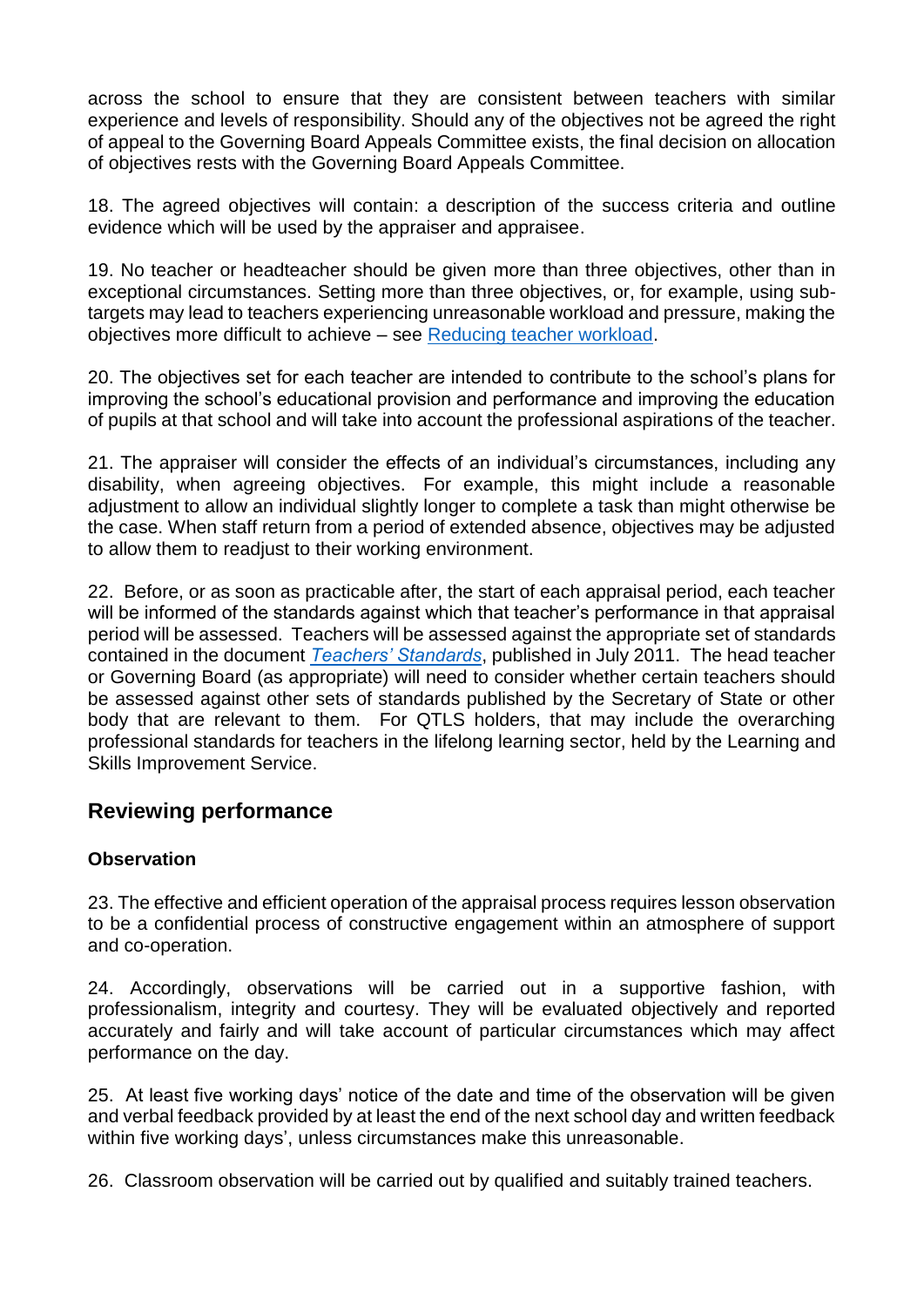across the school to ensure that they are consistent between teachers with similar experience and levels of responsibility. Should any of the objectives not be agreed the right of appeal to the Governing Board Appeals Committee exists, the final decision on allocation of objectives rests with the Governing Board Appeals Committee.

18. The agreed objectives will contain: a description of the success criteria and outline evidence which will be used by the appraiser and appraisee.

19. No teacher or headteacher should be given more than three objectives, other than in exceptional circumstances. Setting more than three objectives, or, for example, using sub-targets may lead to teachers experiencing unreasonable workload and pressure, making the objectives more difficult to achieve – see [Reducing teacher workload](Reducing teacher workload).

20. The objectives set for each teacher are intended to contribute to the school's plans for improving the school's educational provision and performance and improving the education of pupils at that school and will take into account the professional aspirations of the teacher.

21. The appraiser will consider the effects of an individual's circumstances, including any disability, when agreeing objectives. For example, this might include a reasonable adjustment to allow an individual slightly longer to complete a task than might otherwise be the case. When staff return from a period of extended absence, objectives may be adjusted to allow them to readjust to their working environment.

22. Before, or as soon as practicable after, the start of each appraisal period, each teacher will be informed of the standards against which that teacher's performance in that appraisal period will be assessed. Teachers will be assessed against the appropriate set of standards contained in the document *Teachers' Standards*, published in July 2011. The head teacher or Governing Board (as appropriate) will need to consider whether certain teachers should be assessed against other sets of standards published by the Secretary of State or other body that are relevant to them. For QTLS holders, that may include the overarching professional standards for teachers in the lifelong learning sector, held by the Learning and Skills Improvement Service.

## Reviewing performance

### Observation

23. The effective and efficient operation of the appraisal process requires lesson observation to be a confidential process of constructive engagement within an atmosphere of support and co-operation.

24. Accordingly, observations will be carried out in a supportive fashion, with professionalism, integrity and courtesy. They will be evaluated objectively and reported accurately and fairly and will take account of particular circumstances which may affect performance on the day.

25. At least five working days' notice of the date and time of the observation will be given and verbal feedback provided by at least the end of the next school day and written feedback within five working days', unless circumstances make this unreasonable.

26. Classroom observation will be carried out by qualified and suitably trained teachers.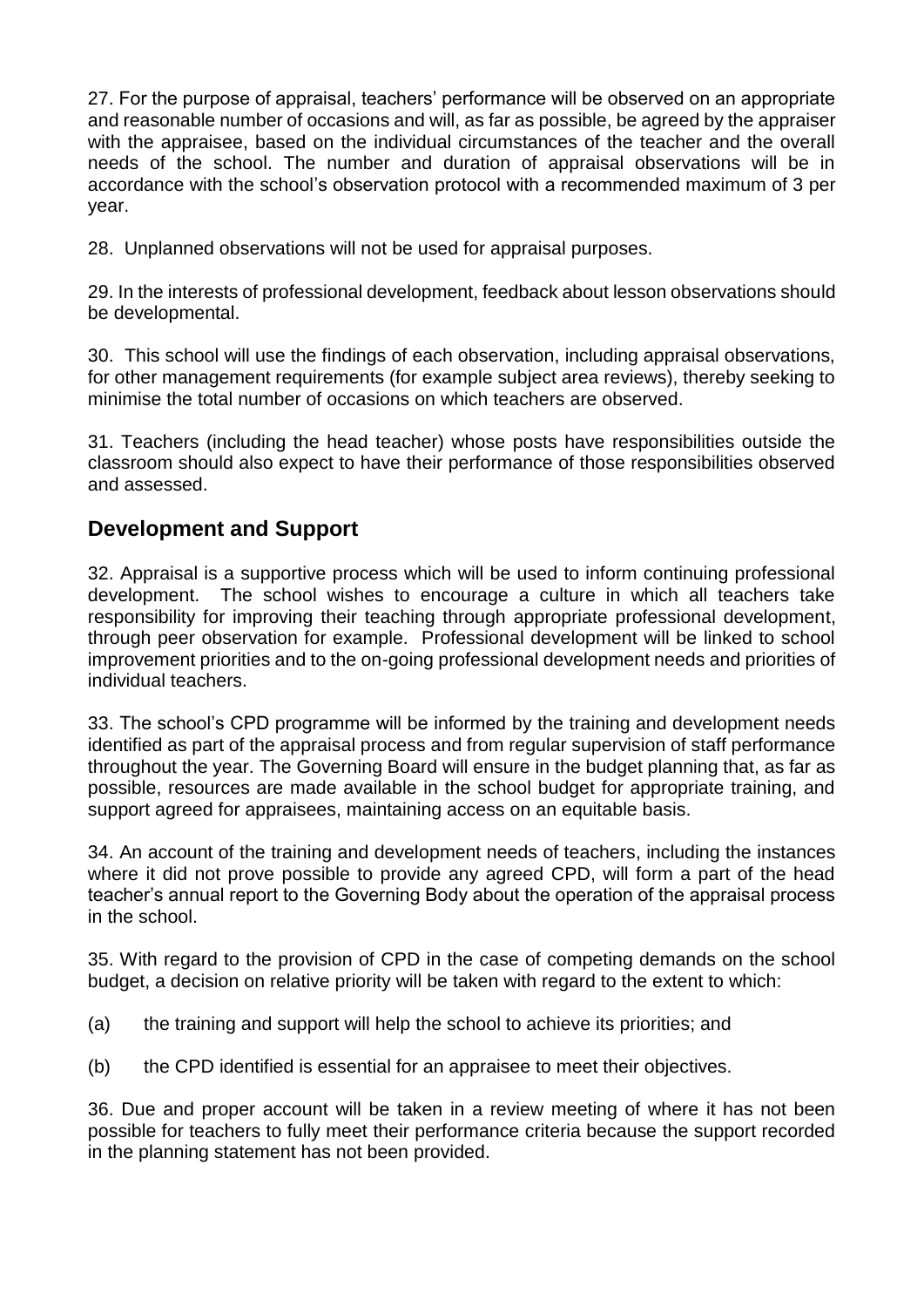27. For the purpose of appraisal, teachers' performance will be observed on an appropriate and reasonable number of occasions and will, as far as possible, be agreed by the appraiser with the appraisee, based on the individual circumstances of the teacher and the overall needs of the school. The number and duration of appraisal observations will be in accordance with the school's observation protocol with a recommended maximum of 3 per year.

28. Unplanned observations will not be used for appraisal purposes.

29. In the interests of professional development, feedback about lesson observations should be developmental.

30. This school will use the findings of each observation, including appraisal observations, for other management requirements (for example subject area reviews), thereby seeking to minimise the total number of occasions on which teachers are observed.

31. Teachers (including the head teacher) whose posts have responsibilities outside the classroom should also expect to have their performance of those responsibilities observed and assessed.

## Development and Support

32. Appraisal is a supportive process which will be used to inform continuing professional development. The school wishes to encourage a culture in which all teachers take responsibility for improving their teaching through appropriate professional development, through peer observation for example. Professional development will be linked to school improvement priorities and to the on-going professional development needs and priorities of individual teachers.

33. The school's CPD programme will be informed by the training and development needs identified as part of the appraisal process and from regular supervision of staff performance throughout the year. The Governing Board will ensure in the budget planning that, as far as possible, resources are made available in the school budget for appropriate training, and support agreed for appraisees, maintaining access on an equitable basis.

34. An account of the training and development needs of teachers, including the instances where it did not prove possible to provide any agreed CPD, will form a part of the head teacher's annual report to the Governing Body about the operation of the appraisal process in the school.

35. With regard to the provision of CPD in the case of competing demands on the school budget, a decision on relative priority will be taken with regard to the extent to which:

(a) the training and support will help the school to achieve its priorities; and

(b) the CPD identified is essential for an appraisee to meet their objectives.

36. Due and proper account will be taken in a review meeting of where it has not been possible for teachers to fully meet their performance criteria because the support recorded in the planning statement has not been provided.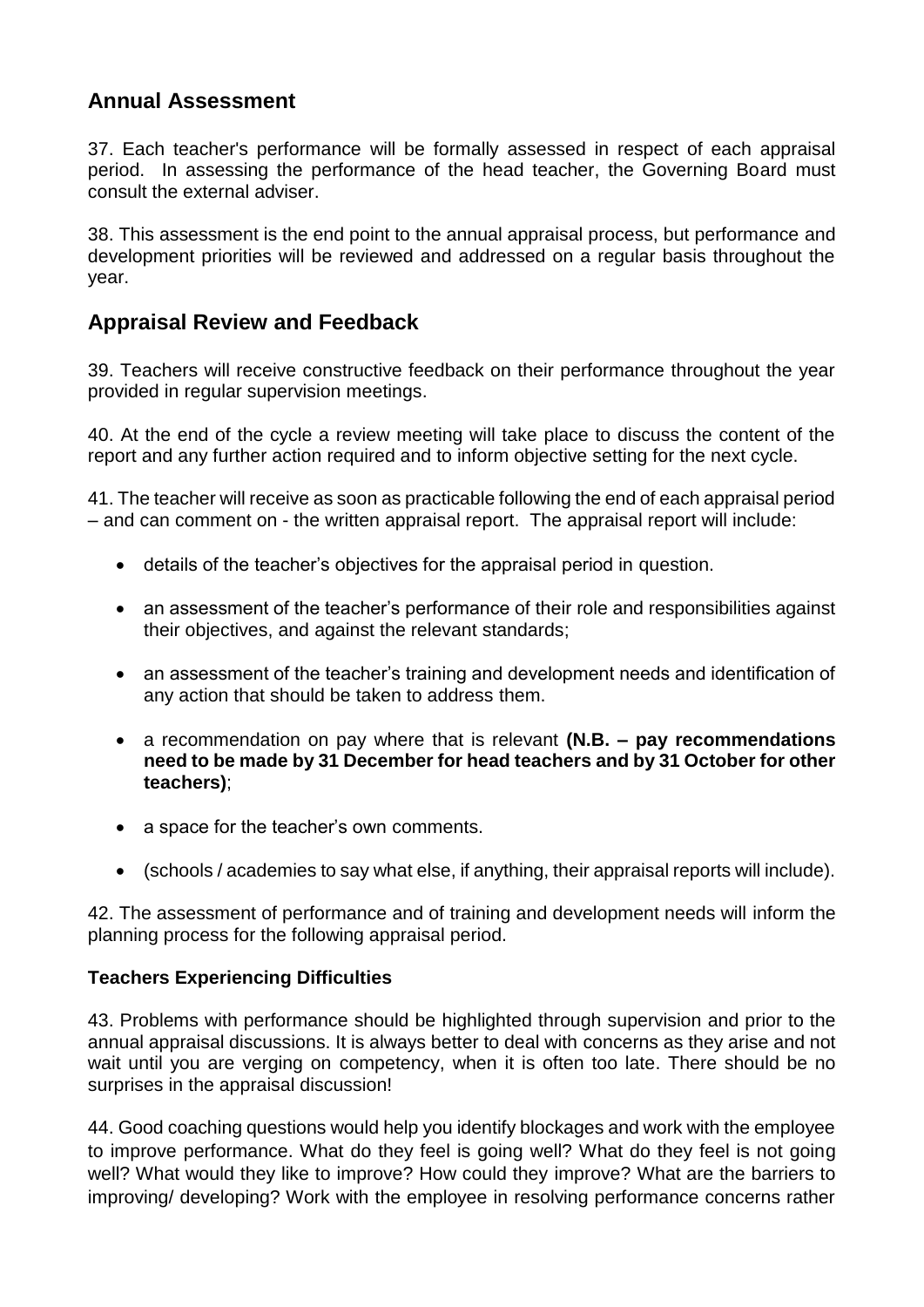## Annual Assessment

37. Each teacher's performance will be formally assessed in respect of each appraisal period. In assessing the performance of the head teacher, the Governing Board must consult the external adviser.

38. This assessment is the end point to the annual appraisal process, but performance and development priorities will be reviewed and addressed on a regular basis throughout the year.

## Appraisal Review and Feedback

39. Teachers will receive constructive feedback on their performance throughout the year provided in regular supervision meetings.

40. At the end of the cycle a review meeting will take place to discuss the content of the report and any further action required and to inform objective setting for the next cycle.

41. The teacher will receive as soon as practicable following the end of each appraisal period – and can comment on - the written appraisal report. The appraisal report will include:

- details of the teacher's objectives for the appraisal period in question.
- an assessment of the teacher's performance of their role and responsibilities against their objectives, and against the relevant standards;
- an assessment of the teacher's training and development needs and identification of any action that should be taken to address them.
- a recommendation on pay where that is relevant **(N.B. – pay recommendations need to be made by 31 December for head teachers and by 31 October for other teachers)**;
- a space for the teacher's own comments.
- (schools / academies to say what else, if anything, their appraisal reports will include).

42. The assessment of performance and of training and development needs will inform the planning process for the following appraisal period.

### Teachers Experiencing Difficulties

43. Problems with performance should be highlighted through supervision and prior to the annual appraisal discussions. It is always better to deal with concerns as they arise and not wait until you are verging on competency, when it is often too late. There should be no surprises in the appraisal discussion!

44. Good coaching questions would help you identify blockages and work with the employee to improve performance. What do they feel is going well? What do they feel is not going well? What would they like to improve? How could they improve? What are the barriers to improving/ developing? Work with the employee in resolving performance concerns rather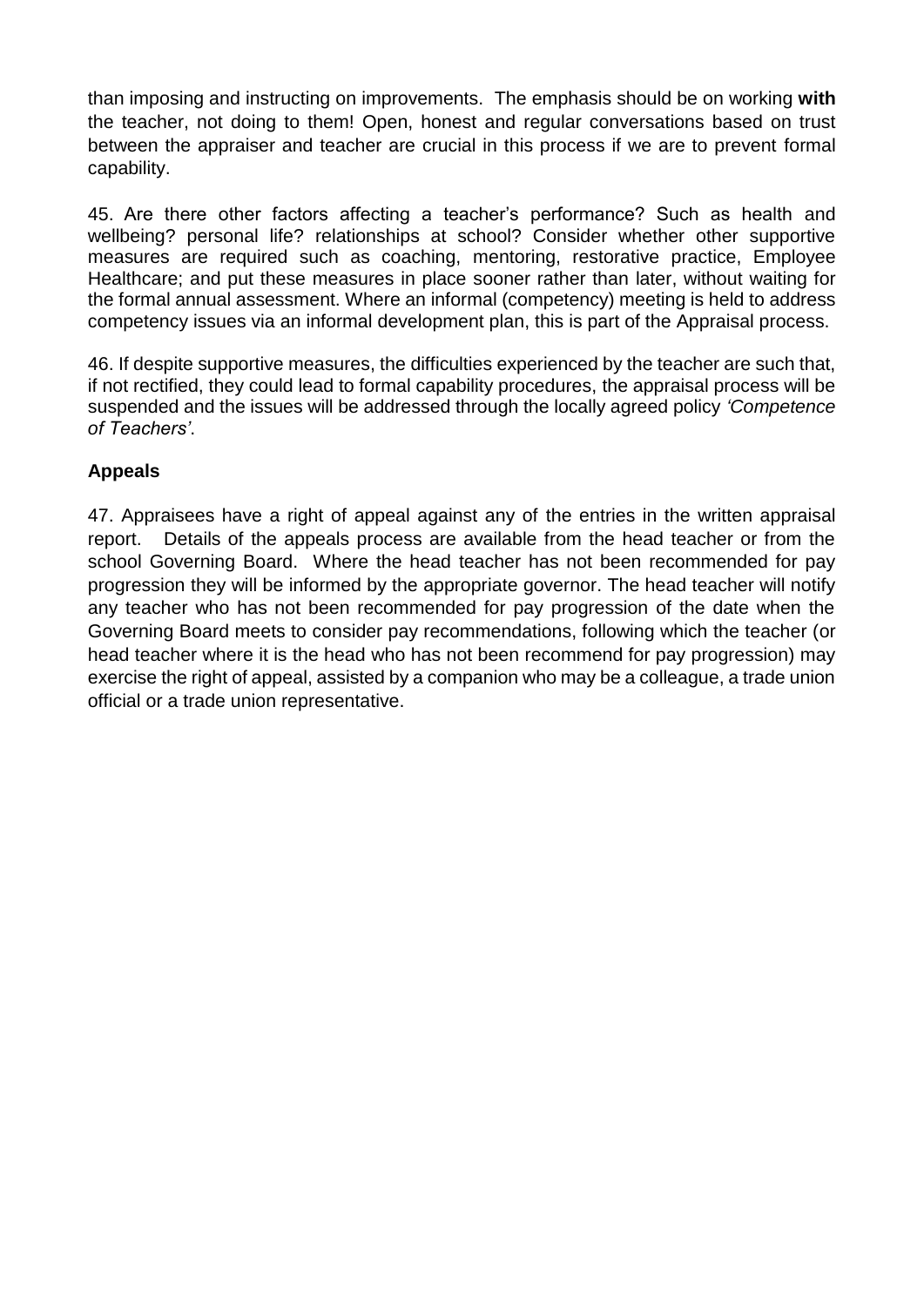than imposing and instructing on improvements. The emphasis should be on working **with** the teacher, not doing to them! Open, honest and regular conversations based on trust between the appraiser and teacher are crucial in this process if we are to prevent formal capability.

45. Are there other factors affecting a teacher's performance? Such as health and wellbeing? personal life? relationships at school? Consider whether other supportive measures are required such as coaching, mentoring, restorative practice, Employee Healthcare; and put these measures in place sooner rather than later, without waiting for the formal annual assessment. Where an informal (competency) meeting is held to address competency issues via an informal development plan, this is part of the Appraisal process.

46. If despite supportive measures, the difficulties experienced by the teacher are such that, if not rectified, they could lead to formal capability procedures, the appraisal process will be suspended and the issues will be addressed through the locally agreed policy *'Competence of Teachers'*.

### Appeals

47. Appraisees have a right of appeal against any of the entries in the written appraisal report. Details of the appeals process are available from the head teacher or from the school Governing Board. Where the head teacher has not been recommended for pay progression they will be informed by the appropriate governor. The head teacher will notify any teacher who has not been recommended for pay progression of the date when the Governing Board meets to consider pay recommendations, following which the teacher (or head teacher where it is the head who has not been recommend for pay progression) may exercise the right of appeal, assisted by a companion who may be a colleague, a trade union official or a trade union representative.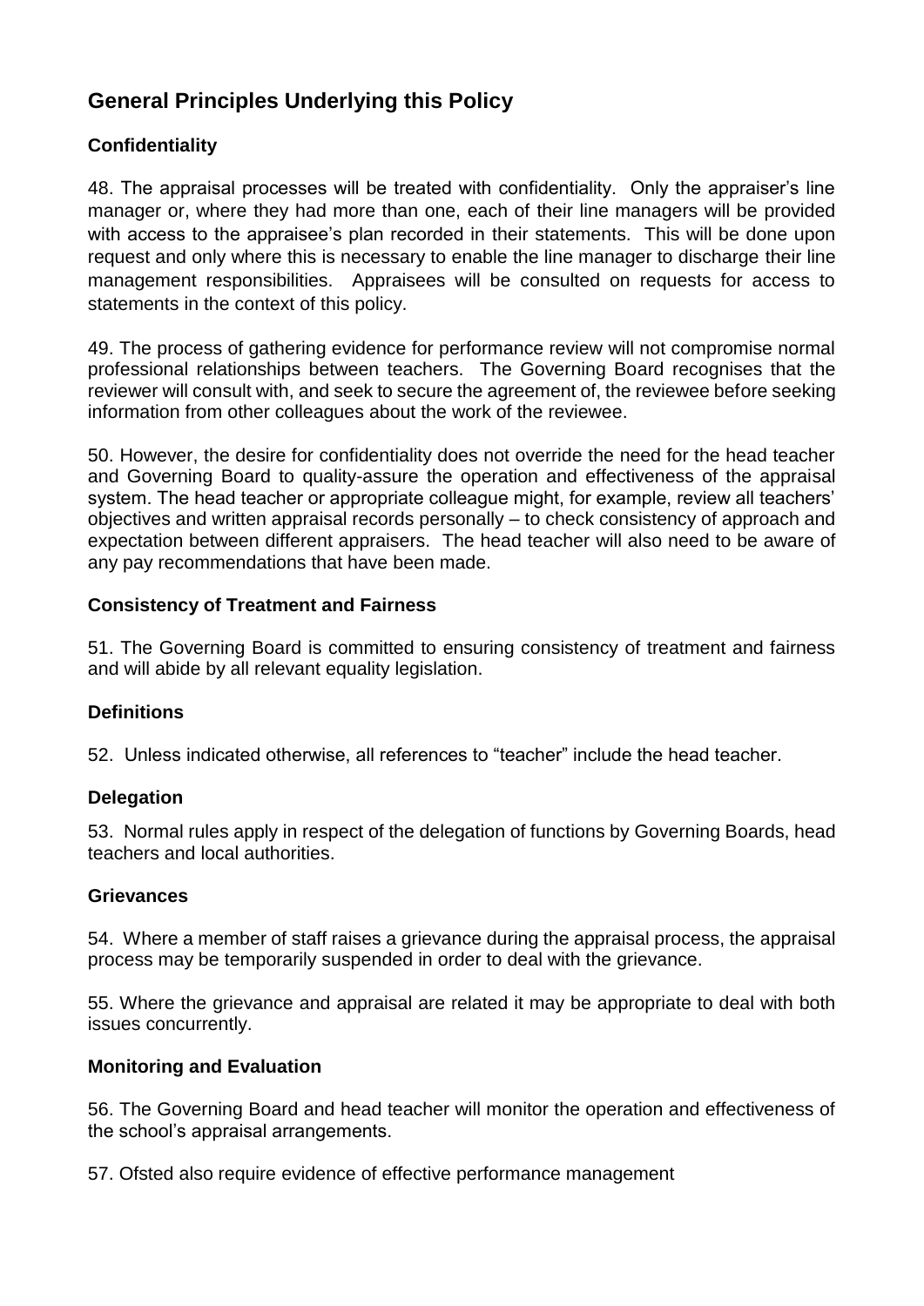## General Principles Underlying this Policy

### Confidentiality

48. The appraisal processes will be treated with confidentiality. Only the appraiser's line manager or, where they had more than one, each of their line managers will be provided with access to the appraisee's plan recorded in their statements. This will be done upon request and only where this is necessary to enable the line manager to discharge their line management responsibilities. Appraisees will be consulted on requests for access to statements in the context of this policy.

49. The process of gathering evidence for performance review will not compromise normal professional relationships between teachers. The Governing Board recognises that the reviewer will consult with, and seek to secure the agreement of, the reviewee before seeking information from other colleagues about the work of the reviewee.

50. However, the desire for confidentiality does not override the need for the head teacher and Governing Board to quality-assure the operation and effectiveness of the appraisal system. The head teacher or appropriate colleague might, for example, review all teachers' objectives and written appraisal records personally – to check consistency of approach and expectation between different appraisers. The head teacher will also need to be aware of any pay recommendations that have been made.

### Consistency of Treatment and Fairness

51. The Governing Board is committed to ensuring consistency of treatment and fairness and will abide by all relevant equality legislation.

### Definitions

52. Unless indicated otherwise, all references to "teacher" include the head teacher.

### Delegation

53. Normal rules apply in respect of the delegation of functions by Governing Boards, head teachers and local authorities.

### Grievances

54. Where a member of staff raises a grievance during the appraisal process, the appraisal process may be temporarily suspended in order to deal with the grievance.

55. Where the grievance and appraisal are related it may be appropriate to deal with both issues concurrently.

### Monitoring and Evaluation

56. The Governing Board and head teacher will monitor the operation and effectiveness of the school's appraisal arrangements.

57. Ofsted also require evidence of effective performance management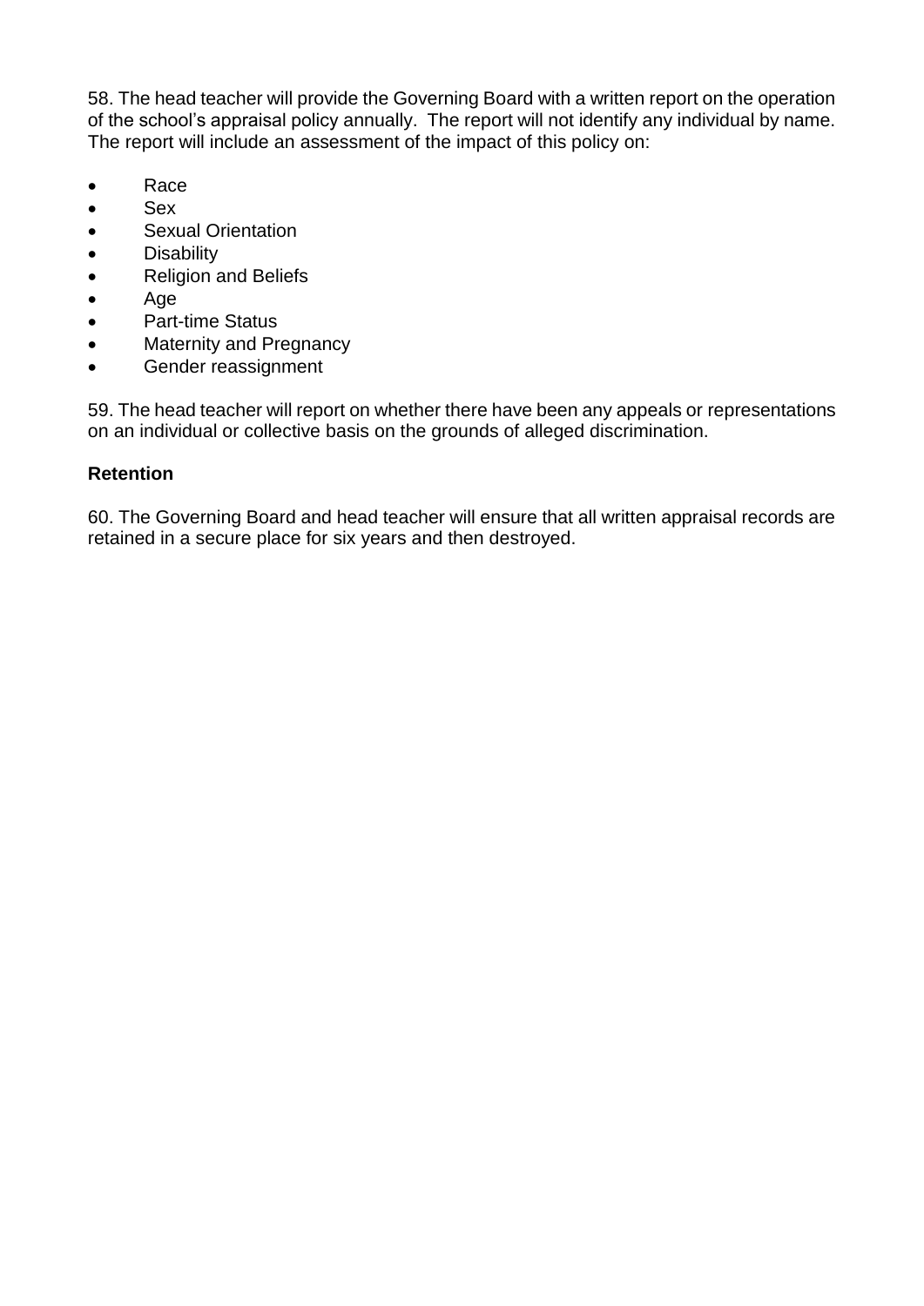58. The head teacher will provide the Governing Board with a written report on the operation of the school's appraisal policy annually. The report will not identify any individual by name. The report will include an assessment of the impact of this policy on:

- Race
- Sex
- Sexual Orientation
- Disability
- Religion and Beliefs
- Age
- Part-time Status
- Maternity and Pregnancy
- Gender reassignment

59. The head teacher will report on whether there have been any appeals or representations on an individual or collective basis on the grounds of alleged discrimination.

**Retention**

60. The Governing Board and head teacher will ensure that all written appraisal records are retained in a secure place for six years and then destroyed.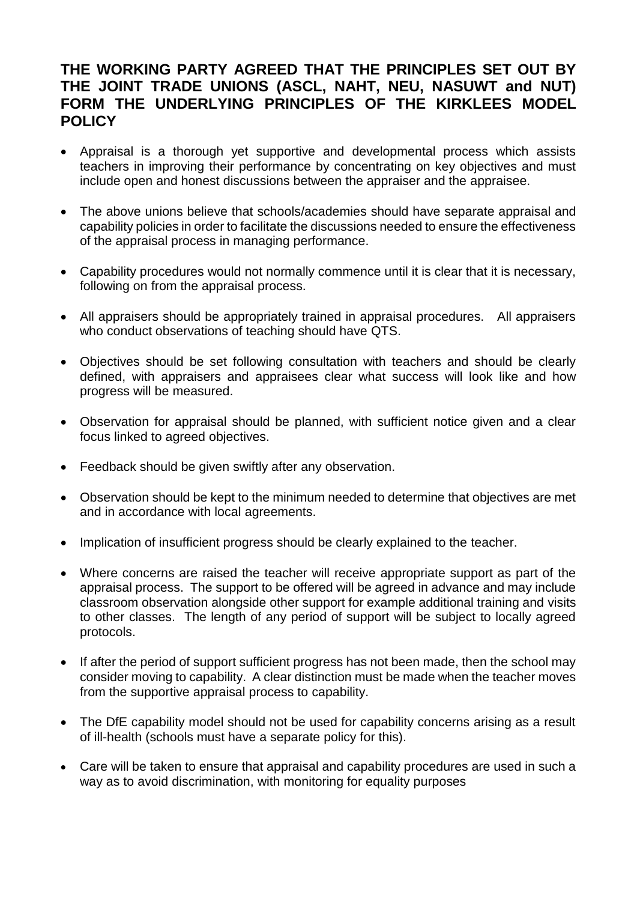## THE WORKING PARTY AGREED THAT THE PRINCIPLES SET OUT BY THE JOINT TRADE UNIONS (ASCL, NAHT, NEU, NASUWT and NUT) FORM THE UNDERLYING PRINCIPLES OF THE KIRKLEES MODEL POLICY

- Appraisal is a thorough yet supportive and developmental process which assists teachers in improving their performance by concentrating on key objectives and must include open and honest discussions between the appraiser and the appraisee.

- The above unions believe that schools/academies should have separate appraisal and capability policies in order to facilitate the discussions needed to ensure the effectiveness of the appraisal process in managing performance.

- Capability procedures would not normally commence until it is clear that it is necessary, following on from the appraisal process.

- All appraisers should be appropriately trained in appraisal procedures. All appraisers who conduct observations of teaching should have QTS.

- Objectives should be set following consultation with teachers and should be clearly defined, with appraisers and appraisees clear what success will look like and how progress will be measured.

- Observation for appraisal should be planned, with sufficient notice given and a clear focus linked to agreed objectives.

- Feedback should be given swiftly after any observation.

- Observation should be kept to the minimum needed to determine that objectives are met and in accordance with local agreements.

- Implication of insufficient progress should be clearly explained to the teacher.

- Where concerns are raised the teacher will receive appropriate support as part of the appraisal process. The support to be offered will be agreed in advance and may include classroom observation alongside other support for example additional training and visits to other classes. The length of any period of support will be subject to locally agreed protocols.

- If after the period of support sufficient progress has not been made, then the school may consider moving to capability. A clear distinction must be made when the teacher moves from the supportive appraisal process to capability.

- The DfE capability model should not be used for capability concerns arising as a result of ill-health (schools must have a separate policy for this).

- Care will be taken to ensure that appraisal and capability procedures are used in such a way as to avoid discrimination, with monitoring for equality purposes